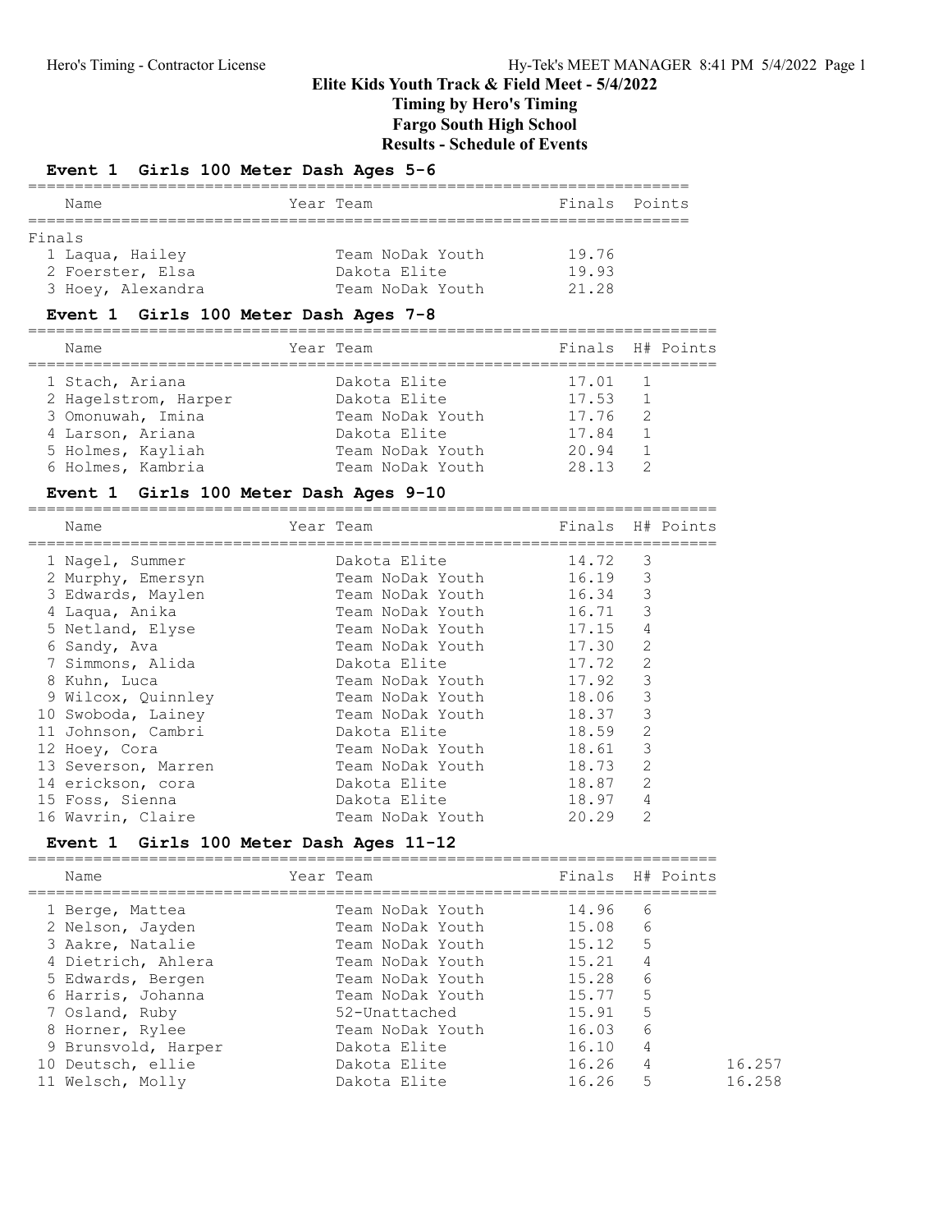# Elite Kids Youth Track & Field Meet - 5/4/2022

## Timing by Hero's Timing

## Fargo South High School

## Results - Schedule of Events

### Event 1 Girls 100 Meter Dash Ages 5-6

**Finals**

| | Name | Year | Team | Finals | Points |
|---|---|---|---|---|---|
| 1 | Laqua, Hailey | | Team NoDak Youth | 19.76 | |
| 2 | Foerster, Elsa | | Dakota Elite | 19.93 | |
| 3 | Hoey, Alexandra | | Team NoDak Youth | 21.28 | |

### Event 1 Girls 100 Meter Dash Ages 7-8

| | Name | Year | Team | Finals | H# | Points |
|---|---|---|---|---|---|---|
| 1 | Stach, Ariana | | Dakota Elite | 17.01 | 1 | |
| 2 | Hagelstrom, Harper | | Dakota Elite | 17.53 | 1 | |
| 3 | Omonuwah, Imina | | Team NoDak Youth | 17.76 | 2 | |
| 4 | Larson, Ariana | | Dakota Elite | 17.84 | 1 | |
| 5 | Holmes, Kayliah | | Team NoDak Youth | 20.94 | 1 | |
| 6 | Holmes, Kambria | | Team NoDak Youth | 28.13 | 2 | |

### Event 1 Girls 100 Meter Dash Ages 9-10

| | Name | Year | Team | Finals | H# | Points |
|---|---|---|---|---|---|---|
| 1 | Nagel, Summer | | Dakota Elite | 14.72 | 3 | |
| 2 | Murphy, Emersyn | | Team NoDak Youth | 16.19 | 3 | |
| 3 | Edwards, Maylen | | Team NoDak Youth | 16.34 | 3 | |
| 4 | Laqua, Anika | | Team NoDak Youth | 16.71 | 3 | |
| 5 | Netland, Elyse | | Team NoDak Youth | 17.15 | 4 | |
| 6 | Sandy, Ava | | Team NoDak Youth | 17.30 | 2 | |
| 7 | Simmons, Alida | | Dakota Elite | 17.72 | 2 | |
| 8 | Kuhn, Luca | | Team NoDak Youth | 17.92 | 3 | |
| 9 | Wilcox, Quinnley | | Team NoDak Youth | 18.06 | 3 | |
| 10 | Swoboda, Lainey | | Team NoDak Youth | 18.37 | 3 | |
| 11 | Johnson, Cambri | | Dakota Elite | 18.59 | 2 | |
| 12 | Hoey, Cora | | Team NoDak Youth | 18.61 | 3 | |
| 13 | Severson, Marren | | Team NoDak Youth | 18.73 | 2 | |
| 14 | erickson, cora | | Dakota Elite | 18.87 | 2 | |
| 15 | Foss, Sienna | | Dakota Elite | 18.97 | 4 | |
| 16 | Wavrin, Claire | | Team NoDak Youth | 20.29 | 2 | |

### Event 1 Girls 100 Meter Dash Ages 11-12

| | Name | Year | Team | Finals | H# | Points | |
|---|---|---|---|---|---|---|---|
| 1 | Berge, Mattea | | Team NoDak Youth | 14.96 | 6 | | |
| 2 | Nelson, Jayden | | Team NoDak Youth | 15.08 | 6 | | |
| 3 | Aakre, Natalie | | Team NoDak Youth | 15.12 | 5 | | |
| 4 | Dietrich, Ahlera | | Team NoDak Youth | 15.21 | 4 | | |
| 5 | Edwards, Bergen | | Team NoDak Youth | 15.28 | 6 | | |
| 6 | Harris, Johanna | | Team NoDak Youth | 15.77 | 5 | | |
| 7 | Osland, Ruby | | 52-Unattached | 15.91 | 5 | | |
| 8 | Horner, Rylee | | Team NoDak Youth | 16.03 | 6 | | |
| 9 | Brunsvold, Harper | | Dakota Elite | 16.10 | 4 | | |
| 10 | Deutsch, ellie | | Dakota Elite | 16.26 | 4 | | 16.257 |
| 11 | Welsch, Molly | | Dakota Elite | 16.26 | 5 | | 16.258 |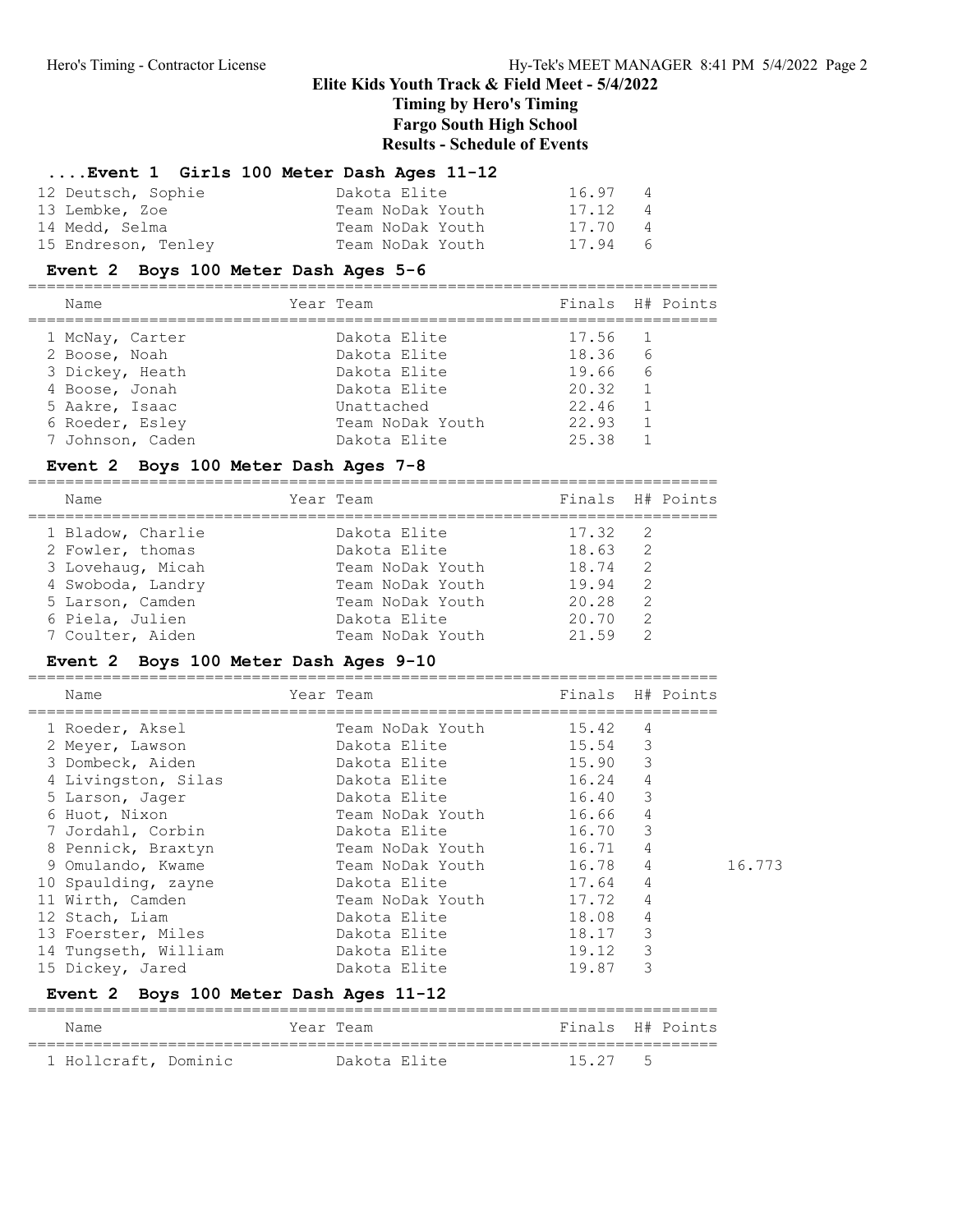# Elite Kids Youth Track & Field Meet - 5/4/2022

**Timing by Hero's Timing**

**Fargo South High School**

**Results - Schedule of Events**

### ....Event 1 Girls 100 Meter Dash Ages 11-12

| Name | Year | Team | Finals | H# | Points |
|---|---|---|---|---|---|
| 12 Deutsch, Sophie | | Dakota Elite | 16.97 | 4 | |
| 13 Lembke, Zoe | | Team NoDak Youth | 17.12 | 4 | |
| 14 Medd, Selma | | Team NoDak Youth | 17.70 | 4 | |
| 15 Endreson, Tenley | | Team NoDak Youth | 17.94 | 6 | |

### Event 2 Boys 100 Meter Dash Ages 5-6

| Name | Year | Team | Finals | H# | Points |
|---|---|---|---|---|---|
| 1 McNay, Carter | | Dakota Elite | 17.56 | 1 | |
| 2 Boose, Noah | | Dakota Elite | 18.36 | 6 | |
| 3 Dickey, Heath | | Dakota Elite | 19.66 | 6 | |
| 4 Boose, Jonah | | Dakota Elite | 20.32 | 1 | |
| 5 Aakre, Isaac | | Unattached | 22.46 | 1 | |
| 6 Roeder, Esley | | Team NoDak Youth | 22.93 | 1 | |
| 7 Johnson, Caden | | Dakota Elite | 25.38 | 1 | |

### Event 2 Boys 100 Meter Dash Ages 7-8

| Name | Year | Team | Finals | H# | Points |
|---|---|---|---|---|---|
| 1 Bladow, Charlie | | Dakota Elite | 17.32 | 2 | |
| 2 Fowler, thomas | | Dakota Elite | 18.63 | 2 | |
| 3 Lovehaug, Micah | | Team NoDak Youth | 18.74 | 2 | |
| 4 Swoboda, Landry | | Team NoDak Youth | 19.94 | 2 | |
| 5 Larson, Camden | | Team NoDak Youth | 20.28 | 2 | |
| 6 Piela, Julien | | Dakota Elite | 20.70 | 2 | |
| 7 Coulter, Aiden | | Team NoDak Youth | 21.59 | 2 | |

### Event 2 Boys 100 Meter Dash Ages 9-10

| Name | Year | Team | Finals | H# | Points | |
|---|---|---|---|---|---|---|
| 1 Roeder, Aksel | | Team NoDak Youth | 15.42 | 4 | | |
| 2 Meyer, Lawson | | Dakota Elite | 15.54 | 3 | | |
| 3 Dombeck, Aiden | | Dakota Elite | 15.90 | 3 | | |
| 4 Livingston, Silas | | Dakota Elite | 16.24 | 4 | | |
| 5 Larson, Jager | | Dakota Elite | 16.40 | 3 | | |
| 6 Huot, Nixon | | Team NoDak Youth | 16.66 | 4 | | |
| 7 Jordahl, Corbin | | Dakota Elite | 16.70 | 3 | | |
| 8 Pennick, Braxtyn | | Team NoDak Youth | 16.71 | 4 | | |
| 9 Omulando, Kwame | | Team NoDak Youth | 16.78 | 4 | | 16.773 |
| 10 Spaulding, zayne | | Dakota Elite | 17.64 | 4 | | |
| 11 Wirth, Camden | | Team NoDak Youth | 17.72 | 4 | | |
| 12 Stach, Liam | | Dakota Elite | 18.08 | 4 | | |
| 13 Foerster, Miles | | Dakota Elite | 18.17 | 3 | | |
| 14 Tungseth, William | | Dakota Elite | 19.12 | 3 | | |
| 15 Dickey, Jared | | Dakota Elite | 19.87 | 3 | | |

### Event 2 Boys 100 Meter Dash Ages 11-12

| Name | Year | Team | Finals | H# | Points |
|---|---|---|---|---|---|
| 1 Hollcraft, Dominic | | Dakota Elite | 15.27 | 5 | |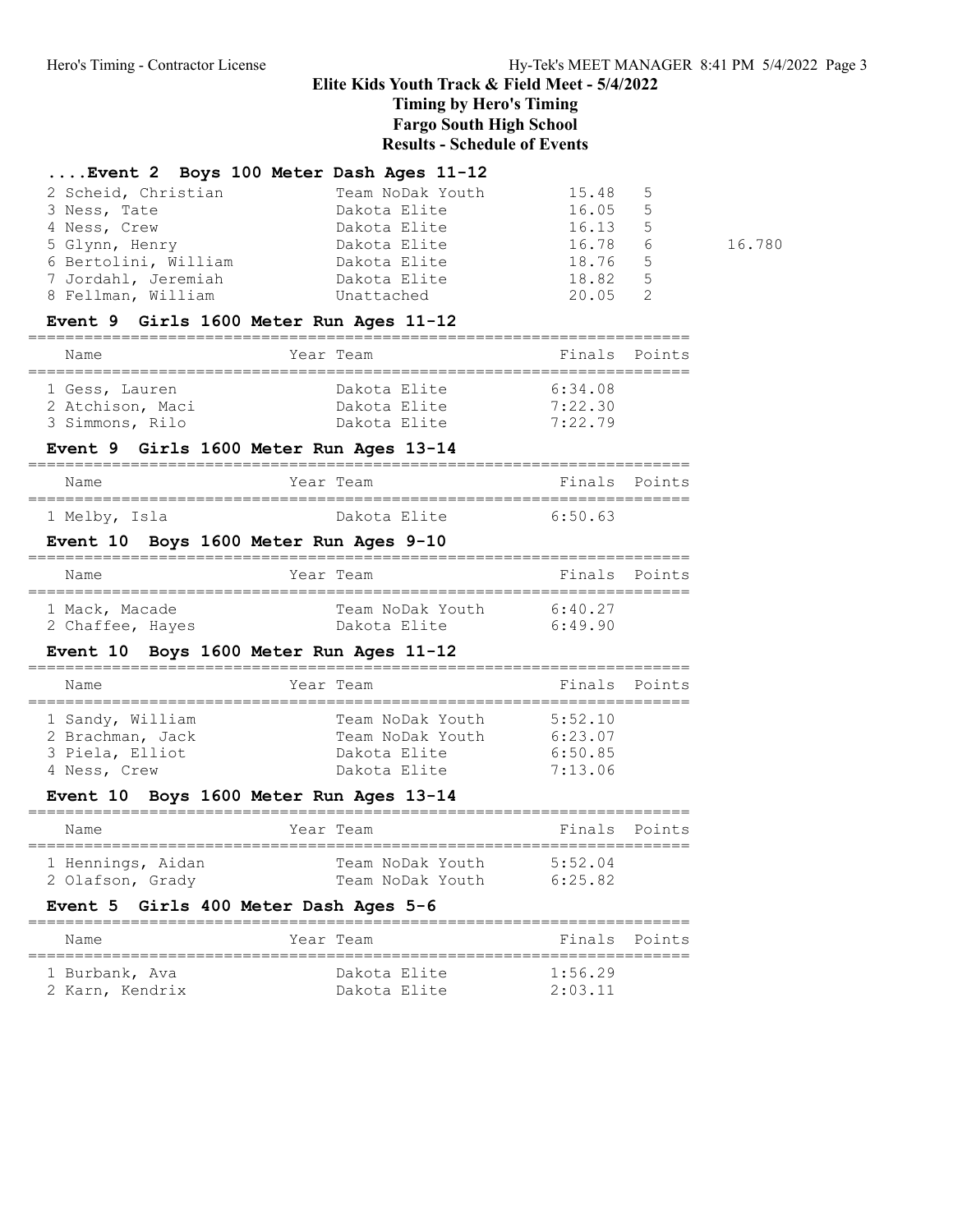# Elite Kids Youth Track & Field Meet - 5/4/2022

## Timing by Hero's Timing

## Fargo South High School

## Results - Schedule of Events

### ....Event 2 Boys 100 Meter Dash Ages 11-12

| Place | Name | Year | Team | Finals | Heat | |
|---|---|---|---|---|---|---|
| 2 | Scheid, Christian | | Team NoDak Youth | 15.48 | 5 | |
| 3 | Ness, Tate | | Dakota Elite | 16.05 | 5 | |
| 4 | Ness, Crew | | Dakota Elite | 16.13 | 5 | |
| 5 | Glynn, Henry | | Dakota Elite | 16.78 | 6 | 16.780 |
| 6 | Bertolini, William | | Dakota Elite | 18.76 | 5 | |
| 7 | Jordahl, Jeremiah | | Dakota Elite | 18.82 | 5 | |
| 8 | Fellman, William | | Unattached | 20.05 | 2 | |

### Event 9 Girls 1600 Meter Run Ages 11-12

| Place | Name | Year | Team | Finals | Points |
|---|---|---|---|---|---|
| 1 | Gess, Lauren | | Dakota Elite | 6:34.08 | |
| 2 | Atchison, Maci | | Dakota Elite | 7:22.30 | |
| 3 | Simmons, Rilo | | Dakota Elite | 7:22.79 | |

### Event 9 Girls 1600 Meter Run Ages 13-14

| Place | Name | Year | Team | Finals | Points |
|---|---|---|---|---|---|
| 1 | Melby, Isla | | Dakota Elite | 6:50.63 | |

### Event 10 Boys 1600 Meter Run Ages 9-10

| Place | Name | Year | Team | Finals | Points |
|---|---|---|---|---|---|
| 1 | Mack, Macade | | Team NoDak Youth | 6:40.27 | |
| 2 | Chaffee, Hayes | | Dakota Elite | 6:49.90 | |

### Event 10 Boys 1600 Meter Run Ages 11-12

| Place | Name | Year | Team | Finals | Points |
|---|---|---|---|---|---|
| 1 | Sandy, William | | Team NoDak Youth | 5:52.10 | |
| 2 | Brachman, Jack | | Team NoDak Youth | 6:23.07 | |
| 3 | Piela, Elliot | | Dakota Elite | 6:50.85 | |
| 4 | Ness, Crew | | Dakota Elite | 7:13.06 | |

### Event 10 Boys 1600 Meter Run Ages 13-14

| Place | Name | Year | Team | Finals | Points |
|---|---|---|---|---|---|
| 1 | Hennings, Aidan | | Team NoDak Youth | 5:52.04 | |
| 2 | Olafson, Grady | | Team NoDak Youth | 6:25.82 | |

### Event 5 Girls 400 Meter Dash Ages 5-6

| Place | Name | Year | Team | Finals | Points |
|---|---|---|---|---|---|
| 1 | Burbank, Ava | | Dakota Elite | 1:56.29 | |
| 2 | Karn, Kendrix | | Dakota Elite | 2:03.11 | |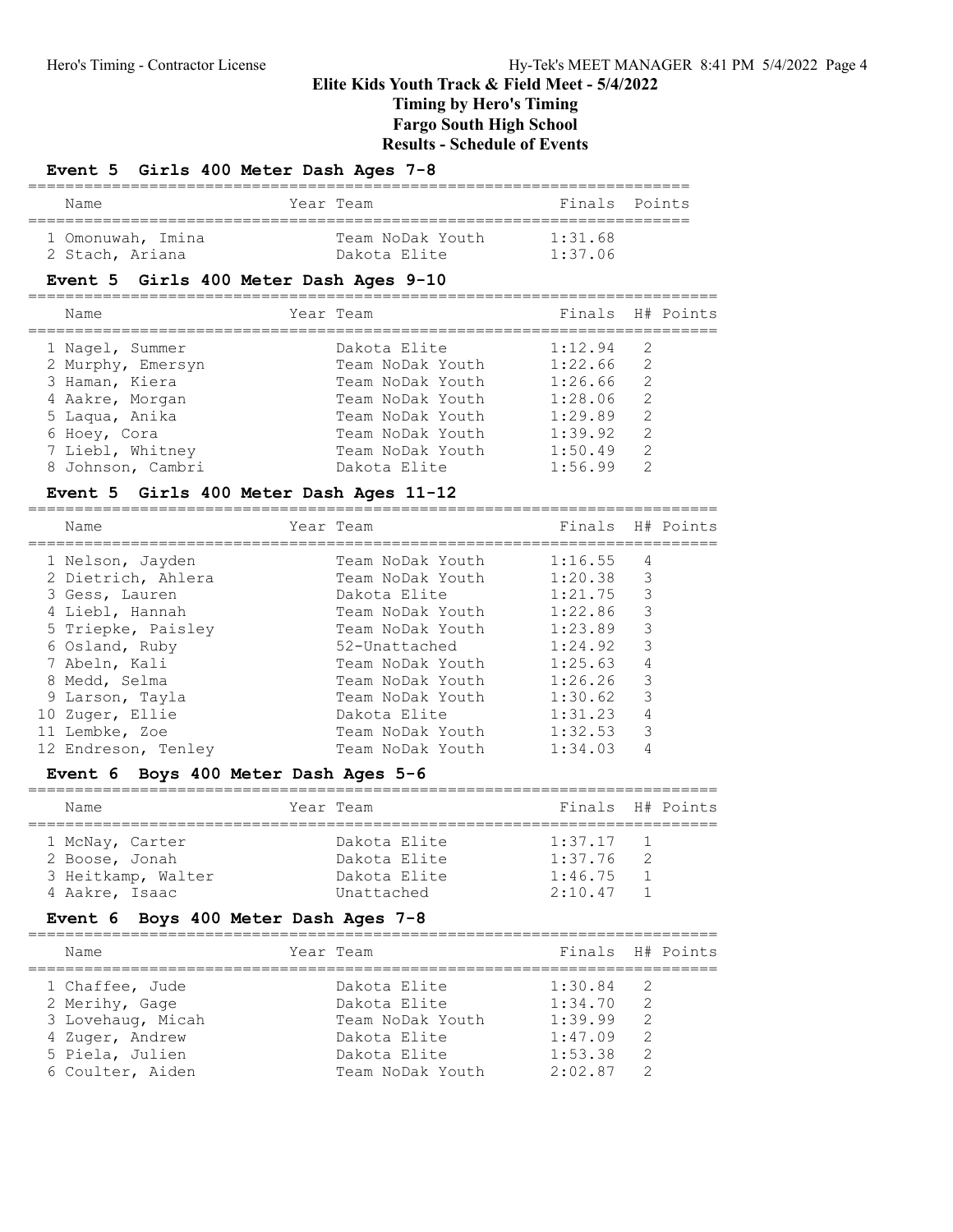# Elite Kids Youth Track & Field Meet - 5/4/2022

## Timing by Hero's Timing

## Fargo South High School

## Results - Schedule of Events

### Event 5 Girls 400 Meter Dash Ages 7-8

| | Name | Year | Team | Finals | Points |
|---|---|---|---|---|---|
| 1 | Omonuwah, Imina | | Team NoDak Youth | 1:31.68 | |
| 2 | Stach, Ariana | | Dakota Elite | 1:37.06 | |

### Event 5 Girls 400 Meter Dash Ages 9-10

| | Name | Year | Team | Finals | H# | Points |
|---|---|---|---|---|---|---|
| 1 | Nagel, Summer | | Dakota Elite | 1:12.94 | 2 | |
| 2 | Murphy, Emersyn | | Team NoDak Youth | 1:22.66 | 2 | |
| 3 | Haman, Kiera | | Team NoDak Youth | 1:26.66 | 2 | |
| 4 | Aakre, Morgan | | Team NoDak Youth | 1:28.06 | 2 | |
| 5 | Laqua, Anika | | Team NoDak Youth | 1:29.89 | 2 | |
| 6 | Hoey, Cora | | Team NoDak Youth | 1:39.92 | 2 | |
| 7 | Liebl, Whitney | | Team NoDak Youth | 1:50.49 | 2 | |
| 8 | Johnson, Cambri | | Dakota Elite | 1:56.99 | 2 | |

### Event 5 Girls 400 Meter Dash Ages 11-12

| | Name | Year | Team | Finals | H# | Points |
|---|---|---|---|---|---|---|
| 1 | Nelson, Jayden | | Team NoDak Youth | 1:16.55 | 4 | |
| 2 | Dietrich, Ahlera | | Team NoDak Youth | 1:20.38 | 3 | |
| 3 | Gess, Lauren | | Dakota Elite | 1:21.75 | 3 | |
| 4 | Liebl, Hannah | | Team NoDak Youth | 1:22.86 | 3 | |
| 5 | Triepke, Paisley | | Team NoDak Youth | 1:23.89 | 3 | |
| 6 | Osland, Ruby | | 52-Unattached | 1:24.92 | 3 | |
| 7 | Abeln, Kali | | Team NoDak Youth | 1:25.63 | 4 | |
| 8 | Medd, Selma | | Team NoDak Youth | 1:26.26 | 3 | |
| 9 | Larson, Tayla | | Team NoDak Youth | 1:30.62 | 3 | |
| 10 | Zuger, Ellie | | Dakota Elite | 1:31.23 | 4 | |
| 11 | Lembke, Zoe | | Team NoDak Youth | 1:32.53 | 3 | |
| 12 | Endreson, Tenley | | Team NoDak Youth | 1:34.03 | 4 | |

### Event 6 Boys 400 Meter Dash Ages 5-6

| | Name | Year | Team | Finals | H# | Points |
|---|---|---|---|---|---|---|
| 1 | McNay, Carter | | Dakota Elite | 1:37.17 | 1 | |
| 2 | Boose, Jonah | | Dakota Elite | 1:37.76 | 2 | |
| 3 | Heitkamp, Walter | | Dakota Elite | 1:46.75 | 1 | |
| 4 | Aakre, Isaac | | Unattached | 2:10.47 | 1 | |

### Event 6 Boys 400 Meter Dash Ages 7-8

| | Name | Year | Team | Finals | H# | Points |
|---|---|---|---|---|---|---|
| 1 | Chaffee, Jude | | Dakota Elite | 1:30.84 | 2 | |
| 2 | Merihy, Gage | | Dakota Elite | 1:34.70 | 2 | |
| 3 | Lovehaug, Micah | | Team NoDak Youth | 1:39.99 | 2 | |
| 4 | Zuger, Andrew | | Dakota Elite | 1:47.09 | 2 | |
| 5 | Piela, Julien | | Dakota Elite | 1:53.38 | 2 | |
| 6 | Coulter, Aiden | | Team NoDak Youth | 2:02.87 | 2 | |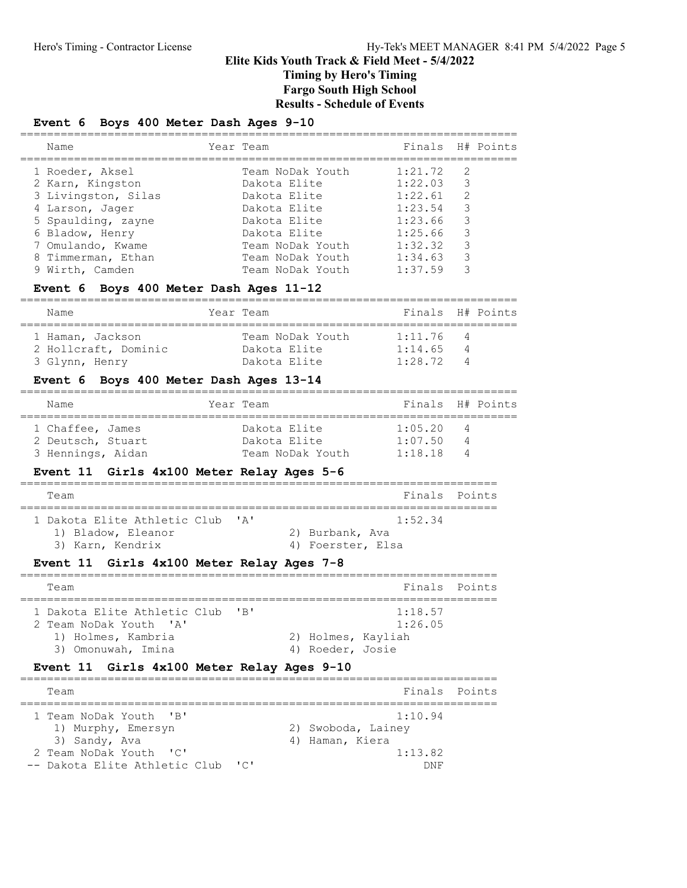# Elite Kids Youth Track & Field Meet - 5/4/2022

## Timing by Hero's Timing

## Fargo South High School

## Results - Schedule of Events

### Event 6 Boys 400 Meter Dash Ages 9-10

| | Name | Year | Team | Finals | H# | Points |
|---|---|---|---|---|---|---|
| 1 | Roeder, Aksel | | Team NoDak Youth | 1:21.72 | 2 | |
| 2 | Karn, Kingston | | Dakota Elite | 1:22.03 | 3 | |
| 3 | Livingston, Silas | | Dakota Elite | 1:22.61 | 2 | |
| 4 | Larson, Jager | | Dakota Elite | 1:23.54 | 3 | |
| 5 | Spaulding, zayne | | Dakota Elite | 1:23.66 | 3 | |
| 6 | Bladow, Henry | | Dakota Elite | 1:25.66 | 3 | |
| 7 | Omulando, Kwame | | Team NoDak Youth | 1:32.32 | 3 | |
| 8 | Timmerman, Ethan | | Team NoDak Youth | 1:34.63 | 3 | |
| 9 | Wirth, Camden | | Team NoDak Youth | 1:37.59 | 3 | |

### Event 6 Boys 400 Meter Dash Ages 11-12

| | Name | Year | Team | Finals | H# | Points |
|---|---|---|---|---|---|---|
| 1 | Haman, Jackson | | Team NoDak Youth | 1:11.76 | 4 | |
| 2 | Hollcraft, Dominic | | Dakota Elite | 1:14.65 | 4 | |
| 3 | Glynn, Henry | | Dakota Elite | 1:28.72 | 4 | |

### Event 6 Boys 400 Meter Dash Ages 13-14

| | Name | Year | Team | Finals | H# | Points |
|---|---|---|---|---|---|---|
| 1 | Chaffee, James | | Dakota Elite | 1:05.20 | 4 | |
| 2 | Deutsch, Stuart | | Dakota Elite | 1:07.50 | 4 | |
| 3 | Hennings, Aidan | | Team NoDak Youth | 1:18.18 | 4 | |

### Event 11 Girls 4x100 Meter Relay Ages 5-6

| | Team | Finals | Points |
|---|---|---|---|
| 1 | Dakota Elite Athletic Club 'A' | 1:52.34 | |

1) Bladow, Eleanor 2) Burbank, Ava
3) Karn, Kendrix 4) Foerster, Elsa

### Event 11 Girls 4x100 Meter Relay Ages 7-8

| | Team | Finals | Points |
|---|---|---|---|
| 1 | Dakota Elite Athletic Club 'B' | 1:18.57 | |
| 2 | Team NoDak Youth 'A' | 1:26.05 | |

Team NoDak Youth 'A':
1) Holmes, Kambria 2) Holmes, Kayliah
3) Omonuwah, Imina 4) Roeder, Josie

### Event 11 Girls 4x100 Meter Relay Ages 9-10

| | Team | Finals | Points |
|---|---|---|---|
| 1 | Team NoDak Youth 'B' | 1:10.94 | |
| 2 | Team NoDak Youth 'C' | 1:13.82 | |
| -- | Dakota Elite Athletic Club 'C' | DNF | |

Team NoDak Youth 'B':
1) Murphy, Emersyn 2) Swoboda, Lainey
3) Sandy, Ava 4) Haman, Kiera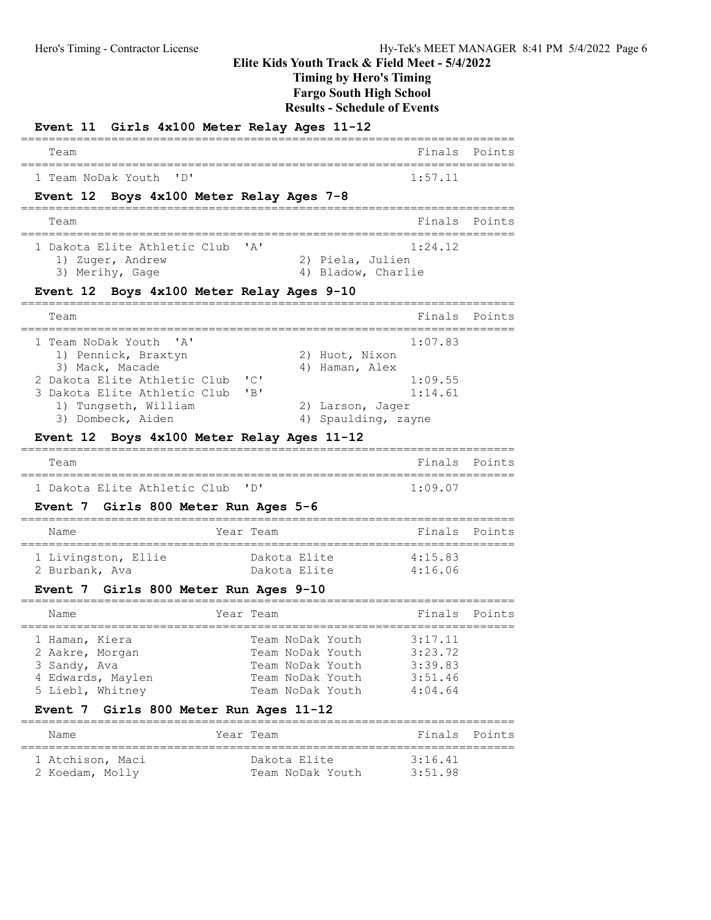## Elite Kids Youth Track & Field Meet - 5/4/2022

### Timing by Hero's Timing

### Fargo South High School

### Results - Schedule of Events

#### Event 11 Girls 4x100 Meter Relay Ages 11-12

| Team | Finals | Points |
|---|---|---|
| 1 Team NoDak Youth 'D' | 1:57.11 | |

#### Event 12 Boys 4x100 Meter Relay Ages 7-8

| Team | Finals | Points |
|---|---|---|
| 1 Dakota Elite Athletic Club 'A' | 1:24.12 | |
| 1) Zuger, Andrew; 2) Piela, Julien; 3) Merihy, Gage; 4) Bladow, Charlie | | |

#### Event 12 Boys 4x100 Meter Relay Ages 9-10

| Team | Finals | Points |
|---|---|---|
| 1 Team NoDak Youth 'A' | 1:07.83 | |
| 1) Pennick, Braxtyn; 2) Huot, Nixon; 3) Mack, Macade; 4) Haman, Alex | | |
| 2 Dakota Elite Athletic Club 'C' | 1:09.55 | |
| 3 Dakota Elite Athletic Club 'B' | 1:14.61 | |
| 1) Tungseth, William; 2) Larson, Jager; 3) Dombeck, Aiden; 4) Spaulding, zayne | | |

#### Event 12 Boys 4x100 Meter Relay Ages 11-12

| Team | Finals | Points |
|---|---|---|
| 1 Dakota Elite Athletic Club 'D' | 1:09.07 | |

#### Event 7 Girls 800 Meter Run Ages 5-6

| Name | Year | Team | Finals | Points |
|---|---|---|---|---|
| 1 Livingston, Ellie | | Dakota Elite | 4:15.83 | |
| 2 Burbank, Ava | | Dakota Elite | 4:16.06 | |

#### Event 7 Girls 800 Meter Run Ages 9-10

| Name | Year | Team | Finals | Points |
|---|---|---|---|---|
| 1 Haman, Kiera | | Team NoDak Youth | 3:17.11 | |
| 2 Aakre, Morgan | | Team NoDak Youth | 3:23.72 | |
| 3 Sandy, Ava | | Team NoDak Youth | 3:39.83 | |
| 4 Edwards, Maylen | | Team NoDak Youth | 3:51.46 | |
| 5 Liebl, Whitney | | Team NoDak Youth | 4:04.64 | |

#### Event 7 Girls 800 Meter Run Ages 11-12

| Name | Year | Team | Finals | Points |
|---|---|---|---|---|
| 1 Atchison, Maci | | Dakota Elite | 3:16.41 | |
| 2 Koedam, Molly | | Team NoDak Youth | 3:51.98 | |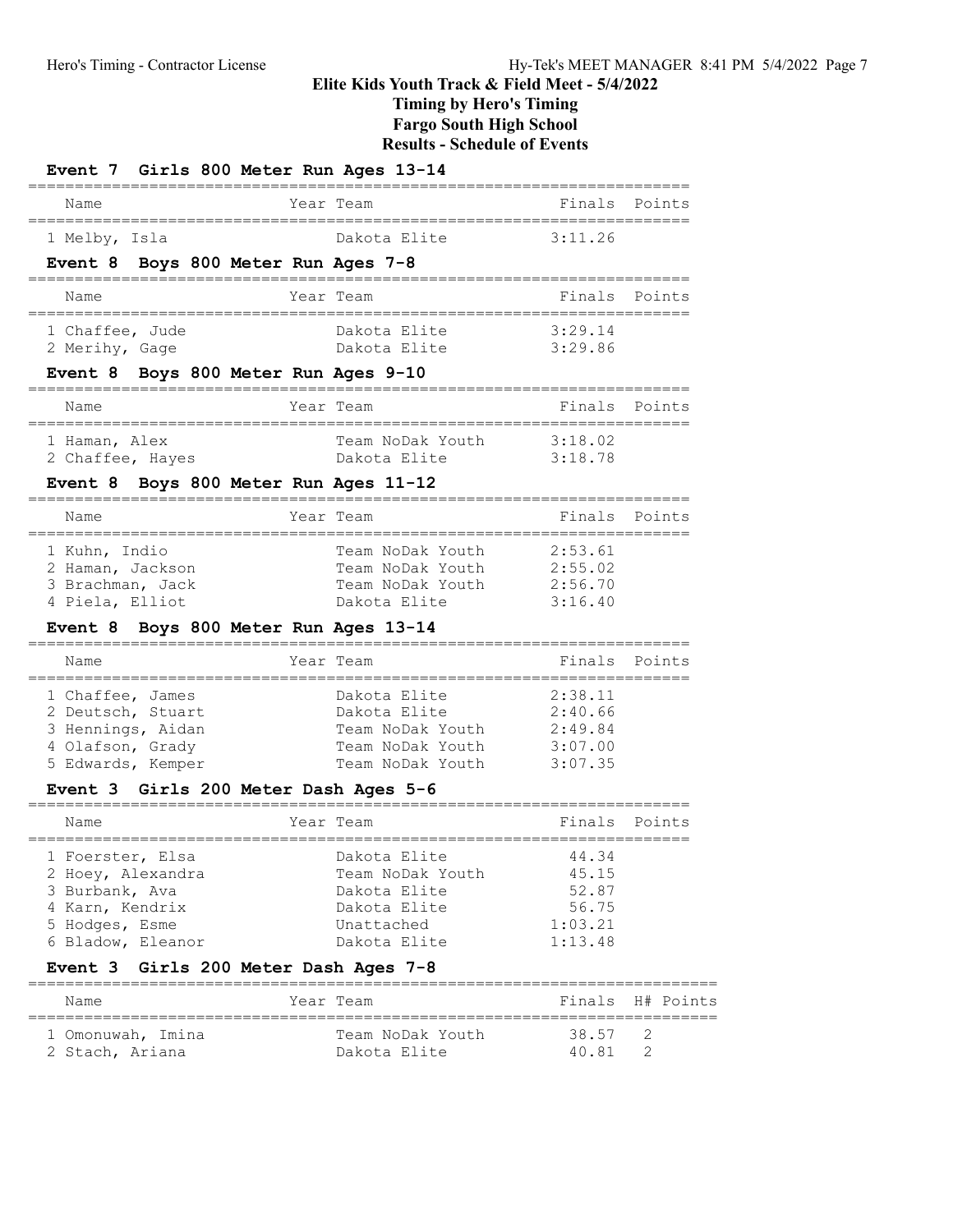# Elite Kids Youth Track & Field Meet - 5/4/2022

## Timing by Hero's Timing

## Fargo South High School

## Results - Schedule of Events

### Event 7 Girls 800 Meter Run Ages 13-14

| Name | Year | Team | Finals | Points |
|---|---|---|---|---|
| 1 Melby, Isla | | Dakota Elite | 3:11.26 | |

### Event 8 Boys 800 Meter Run Ages 7-8

| Name | Year | Team | Finals | Points |
|---|---|---|---|---|
| 1 Chaffee, Jude | | Dakota Elite | 3:29.14 | |
| 2 Merihy, Gage | | Dakota Elite | 3:29.86 | |

### Event 8 Boys 800 Meter Run Ages 9-10

| Name | Year | Team | Finals | Points |
|---|---|---|---|---|
| 1 Haman, Alex | | Team NoDak Youth | 3:18.02 | |
| 2 Chaffee, Hayes | | Dakota Elite | 3:18.78 | |

### Event 8 Boys 800 Meter Run Ages 11-12

| Name | Year | Team | Finals | Points |
|---|---|---|---|---|
| 1 Kuhn, Indio | | Team NoDak Youth | 2:53.61 | |
| 2 Haman, Jackson | | Team NoDak Youth | 2:55.02 | |
| 3 Brachman, Jack | | Team NoDak Youth | 2:56.70 | |
| 4 Piela, Elliot | | Dakota Elite | 3:16.40 | |

### Event 8 Boys 800 Meter Run Ages 13-14

| Name | Year | Team | Finals | Points |
|---|---|---|---|---|
| 1 Chaffee, James | | Dakota Elite | 2:38.11 | |
| 2 Deutsch, Stuart | | Dakota Elite | 2:40.66 | |
| 3 Hennings, Aidan | | Team NoDak Youth | 2:49.84 | |
| 4 Olafson, Grady | | Team NoDak Youth | 3:07.00 | |
| 5 Edwards, Kemper | | Team NoDak Youth | 3:07.35 | |

### Event 3 Girls 200 Meter Dash Ages 5-6

| Name | Year | Team | Finals | Points |
|---|---|---|---|---|
| 1 Foerster, Elsa | | Dakota Elite | 44.34 | |
| 2 Hoey, Alexandra | | Team NoDak Youth | 45.15 | |
| 3 Burbank, Ava | | Dakota Elite | 52.87 | |
| 4 Karn, Kendrix | | Dakota Elite | 56.75 | |
| 5 Hodges, Esme | | Unattached | 1:03.21 | |
| 6 Bladow, Eleanor | | Dakota Elite | 1:13.48 | |

### Event 3 Girls 200 Meter Dash Ages 7-8

| Name | Year | Team | Finals | H# | Points |
|---|---|---|---|---|---|
| 1 Omonuwah, Imina | | Team NoDak Youth | 38.57 | 2 | |
| 2 Stach, Ariana | | Dakota Elite | 40.81 | 2 | |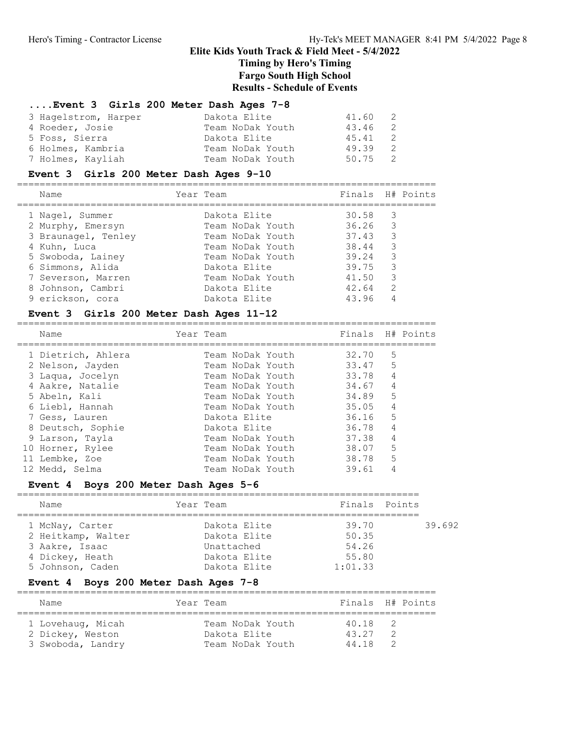# Elite Kids Youth Track & Field Meet - 5/4/2022

## Timing by Hero's Timing

## Fargo South High School

## Results - Schedule of Events

### ....Event 3 Girls 200 Meter Dash Ages 7-8

| Name | Year | Team | Finals | H# | Points |
|---|---|---|---|---|---|
| 3 Hagelstrom, Harper | | Dakota Elite | 41.60 | 2 | |
| 4 Roeder, Josie | | Team NoDak Youth | 43.46 | 2 | |
| 5 Foss, Sierra | | Dakota Elite | 45.41 | 2 | |
| 6 Holmes, Kambria | | Team NoDak Youth | 49.39 | 2 | |
| 7 Holmes, Kayliah | | Team NoDak Youth | 50.75 | 2 | |

### Event 3 Girls 200 Meter Dash Ages 9-10

| Name | Year | Team | Finals | H# | Points |
|---|---|---|---|---|---|
| 1 Nagel, Summer | | Dakota Elite | 30.58 | 3 | |
| 2 Murphy, Emersyn | | Team NoDak Youth | 36.26 | 3 | |
| 3 Braunagel, Tenley | | Team NoDak Youth | 37.43 | 3 | |
| 4 Kuhn, Luca | | Team NoDak Youth | 38.44 | 3 | |
| 5 Swoboda, Lainey | | Team NoDak Youth | 39.24 | 3 | |
| 6 Simmons, Alida | | Dakota Elite | 39.75 | 3 | |
| 7 Severson, Marren | | Team NoDak Youth | 41.50 | 3 | |
| 8 Johnson, Cambri | | Dakota Elite | 42.64 | 2 | |
| 9 erickson, cora | | Dakota Elite | 43.96 | 4 | |

### Event 3 Girls 200 Meter Dash Ages 11-12

| Name | Year | Team | Finals | H# | Points |
|---|---|---|---|---|---|
| 1 Dietrich, Ahlera | | Team NoDak Youth | 32.70 | 5 | |
| 2 Nelson, Jayden | | Team NoDak Youth | 33.47 | 5 | |
| 3 Laqua, Jocelyn | | Team NoDak Youth | 33.78 | 4 | |
| 4 Aakre, Natalie | | Team NoDak Youth | 34.67 | 4 | |
| 5 Abeln, Kali | | Team NoDak Youth | 34.89 | 5 | |
| 6 Liebl, Hannah | | Team NoDak Youth | 35.05 | 4 | |
| 7 Gess, Lauren | | Dakota Elite | 36.16 | 5 | |
| 8 Deutsch, Sophie | | Dakota Elite | 36.78 | 4 | |
| 9 Larson, Tayla | | Team NoDak Youth | 37.38 | 4 | |
| 10 Horner, Rylee | | Team NoDak Youth | 38.07 | 5 | |
| 11 Lembke, Zoe | | Team NoDak Youth | 38.78 | 5 | |
| 12 Medd, Selma | | Team NoDak Youth | 39.61 | 4 | |

### Event 4 Boys 200 Meter Dash Ages 5-6

| Name | Year | Team | Finals | Points | |
|---|---|---|---|---|---|
| 1 McNay, Carter | | Dakota Elite | 39.70 | | 39.692 |
| 2 Heitkamp, Walter | | Dakota Elite | 50.35 | | |
| 3 Aakre, Isaac | | Unattached | 54.26 | | |
| 4 Dickey, Heath | | Dakota Elite | 55.80 | | |
| 5 Johnson, Caden | | Dakota Elite | 1:01.33 | | |

### Event 4 Boys 200 Meter Dash Ages 7-8

| Name | Year | Team | Finals | H# | Points |
|---|---|---|---|---|---|
| 1 Lovehaug, Micah | | Team NoDak Youth | 40.18 | 2 | |
| 2 Dickey, Weston | | Dakota Elite | 43.27 | 2 | |
| 3 Swoboda, Landry | | Team NoDak Youth | 44.18 | 2 | |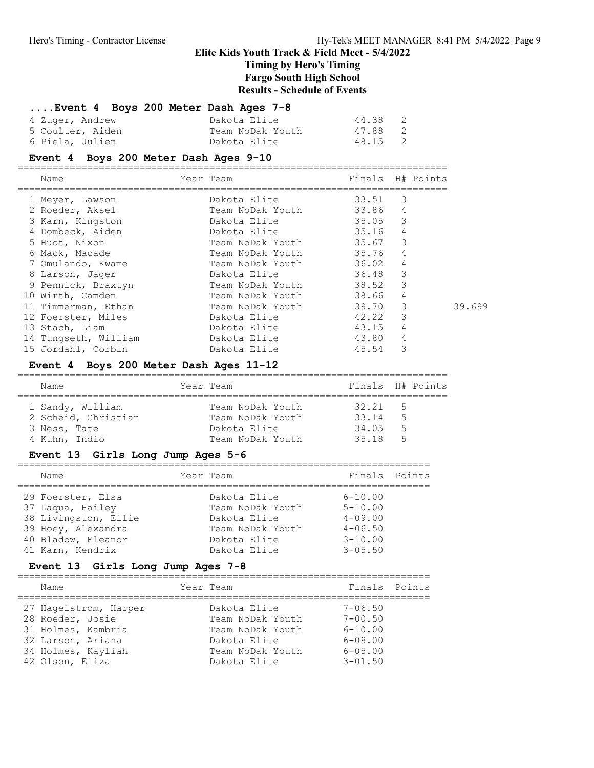## Elite Kids Youth Track & Field Meet - 5/4/2022

### Timing by Hero's Timing
### Fargo South High School
### Results - Schedule of Events

#### ....Event 4 Boys 200 Meter Dash Ages 7-8

| Name | Year | Team | Finals | H# | Points |
|---|---|---|---|---|---|
| 4 Zuger, Andrew | | Dakota Elite | 44.38 | 2 | |
| 5 Coulter, Aiden | | Team NoDak Youth | 47.88 | 2 | |
| 6 Piela, Julien | | Dakota Elite | 48.15 | 2 | |

#### Event 4 Boys 200 Meter Dash Ages 9-10

| Name | Year | Team | Finals | H# | Points | |
|---|---|---|---|---|---|---|
| 1 Meyer, Lawson | | Dakota Elite | 33.51 | 3 | | |
| 2 Roeder, Aksel | | Team NoDak Youth | 33.86 | 4 | | |
| 3 Karn, Kingston | | Dakota Elite | 35.05 | 3 | | |
| 4 Dombeck, Aiden | | Dakota Elite | 35.16 | 4 | | |
| 5 Huot, Nixon | | Team NoDak Youth | 35.67 | 3 | | |
| 6 Mack, Macade | | Team NoDak Youth | 35.76 | 4 | | |
| 7 Omulando, Kwame | | Team NoDak Youth | 36.02 | 4 | | |
| 8 Larson, Jager | | Dakota Elite | 36.48 | 3 | | |
| 9 Pennick, Braxtyn | | Team NoDak Youth | 38.52 | 3 | | |
| 10 Wirth, Camden | | Team NoDak Youth | 38.66 | 4 | | |
| 11 Timmerman, Ethan | | Team NoDak Youth | 39.70 | 3 | | 39.699 |
| 12 Foerster, Miles | | Dakota Elite | 42.22 | 3 | | |
| 13 Stach, Liam | | Dakota Elite | 43.15 | 4 | | |
| 14 Tungseth, William | | Dakota Elite | 43.80 | 4 | | |
| 15 Jordahl, Corbin | | Dakota Elite | 45.54 | 3 | | |

#### Event 4 Boys 200 Meter Dash Ages 11-12

| Name | Year | Team | Finals | H# | Points |
|---|---|---|---|---|---|
| 1 Sandy, William | | Team NoDak Youth | 32.21 | 5 | |
| 2 Scheid, Christian | | Team NoDak Youth | 33.14 | 5 | |
| 3 Ness, Tate | | Dakota Elite | 34.05 | 5 | |
| 4 Kuhn, Indio | | Team NoDak Youth | 35.18 | 5 | |

#### Event 13 Girls Long Jump Ages 5-6

| Name | Year | Team | Finals | Points |
|---|---|---|---|---|
| 29 Foerster, Elsa | | Dakota Elite | 6-10.00 | |
| 37 Laqua, Hailey | | Team NoDak Youth | 5-10.00 | |
| 38 Livingston, Ellie | | Dakota Elite | 4-09.00 | |
| 39 Hoey, Alexandra | | Team NoDak Youth | 4-06.50 | |
| 40 Bladow, Eleanor | | Dakota Elite | 3-10.00 | |
| 41 Karn, Kendrix | | Dakota Elite | 3-05.50 | |

#### Event 13 Girls Long Jump Ages 7-8

| Name | Year | Team | Finals | Points |
|---|---|---|---|---|
| 27 Hagelstrom, Harper | | Dakota Elite | 7-06.50 | |
| 28 Roeder, Josie | | Team NoDak Youth | 7-00.50 | |
| 31 Holmes, Kambria | | Team NoDak Youth | 6-10.00 | |
| 32 Larson, Ariana | | Dakota Elite | 6-09.00 | |
| 34 Holmes, Kayliah | | Team NoDak Youth | 6-05.00 | |
| 42 Olson, Eliza | | Dakota Elite | 3-01.50 | |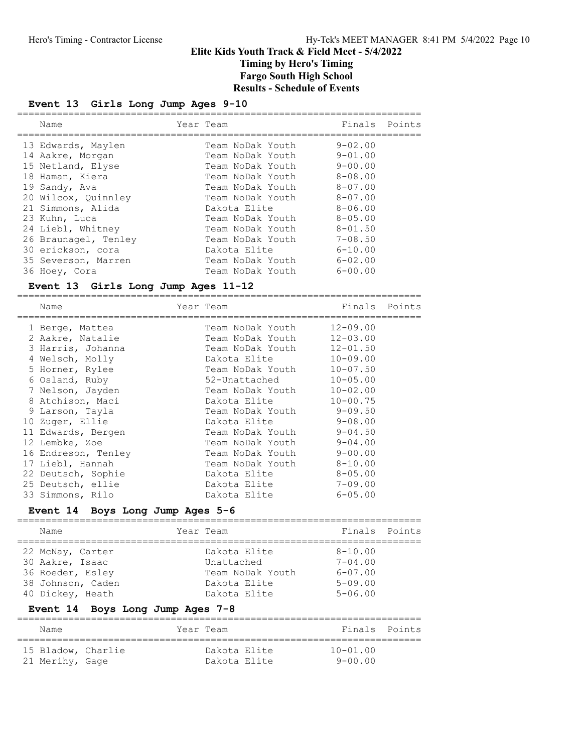# Elite Kids Youth Track & Field Meet - 5/4/2022

## Timing by Hero's Timing

## Fargo South High School

## Results - Schedule of Events

### Event 13 Girls Long Jump Ages 9-10

| Name | Year | Team | Finals | Points |
|---|---|---|---|---|
| 13 Edwards, Maylen | | Team NoDak Youth | 9-02.00 | |
| 14 Aakre, Morgan | | Team NoDak Youth | 9-01.00 | |
| 15 Netland, Elyse | | Team NoDak Youth | 9-00.00 | |
| 18 Haman, Kiera | | Team NoDak Youth | 8-08.00 | |
| 19 Sandy, Ava | | Team NoDak Youth | 8-07.00 | |
| 20 Wilcox, Quinnley | | Team NoDak Youth | 8-07.00 | |
| 21 Simmons, Alida | | Dakota Elite | 8-06.00 | |
| 23 Kuhn, Luca | | Team NoDak Youth | 8-05.00 | |
| 24 Liebl, Whitney | | Team NoDak Youth | 8-01.50 | |
| 26 Braunagel, Tenley | | Team NoDak Youth | 7-08.50 | |
| 30 erickson, cora | | Dakota Elite | 6-10.00 | |
| 35 Severson, Marren | | Team NoDak Youth | 6-02.00 | |
| 36 Hoey, Cora | | Team NoDak Youth | 6-00.00 | |

### Event 13 Girls Long Jump Ages 11-12

| Name | Year | Team | Finals | Points |
|---|---|---|---|---|
| 1 Berge, Mattea | | Team NoDak Youth | 12-09.00 | |
| 2 Aakre, Natalie | | Team NoDak Youth | 12-03.00 | |
| 3 Harris, Johanna | | Team NoDak Youth | 12-01.50 | |
| 4 Welsch, Molly | | Dakota Elite | 10-09.00 | |
| 5 Horner, Rylee | | Team NoDak Youth | 10-07.50 | |
| 6 Osland, Ruby | | 52-Unattached | 10-05.00 | |
| 7 Nelson, Jayden | | Team NoDak Youth | 10-02.00 | |
| 8 Atchison, Maci | | Dakota Elite | 10-00.75 | |
| 9 Larson, Tayla | | Team NoDak Youth | 9-09.50 | |
| 10 Zuger, Ellie | | Dakota Elite | 9-08.00 | |
| 11 Edwards, Bergen | | Team NoDak Youth | 9-04.50 | |
| 12 Lembke, Zoe | | Team NoDak Youth | 9-04.00 | |
| 16 Endreson, Tenley | | Team NoDak Youth | 9-00.00 | |
| 17 Liebl, Hannah | | Team NoDak Youth | 8-10.00 | |
| 22 Deutsch, Sophie | | Dakota Elite | 8-05.00 | |
| 25 Deutsch, ellie | | Dakota Elite | 7-09.00 | |
| 33 Simmons, Rilo | | Dakota Elite | 6-05.00 | |

### Event 14 Boys Long Jump Ages 5-6

| Name | Year | Team | Finals | Points |
|---|---|---|---|---|
| 22 McNay, Carter | | Dakota Elite | 8-10.00 | |
| 30 Aakre, Isaac | | Unattached | 7-04.00 | |
| 36 Roeder, Esley | | Team NoDak Youth | 6-07.00 | |
| 38 Johnson, Caden | | Dakota Elite | 5-09.00 | |
| 40 Dickey, Heath | | Dakota Elite | 5-06.00 | |

### Event 14 Boys Long Jump Ages 7-8

| Name | Year | Team | Finals | Points |
|---|---|---|---|---|
| 15 Bladow, Charlie | | Dakota Elite | 10-01.00 | |
| 21 Merihy, Gage | | Dakota Elite | 9-00.00 | |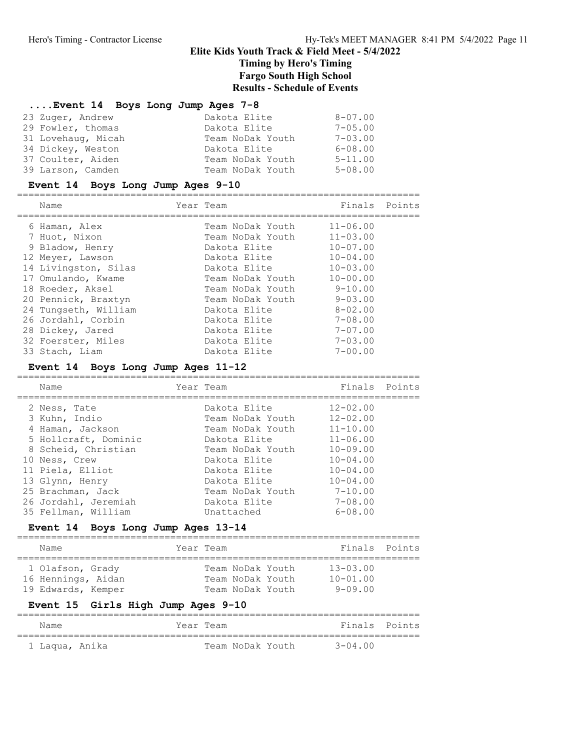# Elite Kids Youth Track & Field Meet - 5/4/2022

## Timing by Hero's Timing

## Fargo South High School

## Results - Schedule of Events

### ....Event 14 Boys Long Jump Ages 7-8

| Name | Year Team | Finals | Points |
|---|---|---|---|
| 23 Zuger, Andrew | Dakota Elite | 8-07.00 | |
| 29 Fowler, thomas | Dakota Elite | 7-05.00 | |
| 31 Lovehaug, Micah | Team NoDak Youth | 7-03.00 | |
| 34 Dickey, Weston | Dakota Elite | 6-08.00 | |
| 37 Coulter, Aiden | Team NoDak Youth | 5-11.00 | |
| 39 Larson, Camden | Team NoDak Youth | 5-08.00 | |

### Event 14 Boys Long Jump Ages 9-10

| Name | Year Team | Finals | Points |
|---|---|---|---|
| 6 Haman, Alex | Team NoDak Youth | 11-06.00 | |
| 7 Huot, Nixon | Team NoDak Youth | 11-03.00 | |
| 9 Bladow, Henry | Dakota Elite | 10-07.00 | |
| 12 Meyer, Lawson | Dakota Elite | 10-04.00 | |
| 14 Livingston, Silas | Dakota Elite | 10-03.00 | |
| 17 Omulando, Kwame | Team NoDak Youth | 10-00.00 | |
| 18 Roeder, Aksel | Team NoDak Youth | 9-10.00 | |
| 20 Pennick, Braxtyn | Team NoDak Youth | 9-03.00 | |
| 24 Tungseth, William | Dakota Elite | 8-02.00 | |
| 26 Jordahl, Corbin | Dakota Elite | 7-08.00 | |
| 28 Dickey, Jared | Dakota Elite | 7-07.00 | |
| 32 Foerster, Miles | Dakota Elite | 7-03.00 | |
| 33 Stach, Liam | Dakota Elite | 7-00.00 | |

### Event 14 Boys Long Jump Ages 11-12

| Name | Year Team | Finals | Points |
|---|---|---|---|
| 2 Ness, Tate | Dakota Elite | 12-02.00 | |
| 3 Kuhn, Indio | Team NoDak Youth | 12-02.00 | |
| 4 Haman, Jackson | Team NoDak Youth | 11-10.00 | |
| 5 Hollcraft, Dominic | Dakota Elite | 11-06.00 | |
| 8 Scheid, Christian | Team NoDak Youth | 10-09.00 | |
| 10 Ness, Crew | Dakota Elite | 10-04.00 | |
| 11 Piela, Elliot | Dakota Elite | 10-04.00 | |
| 13 Glynn, Henry | Dakota Elite | 10-04.00 | |
| 25 Brachman, Jack | Team NoDak Youth | 7-10.00 | |
| 26 Jordahl, Jeremiah | Dakota Elite | 7-08.00 | |
| 35 Fellman, William | Unattached | 6-08.00 | |

### Event 14 Boys Long Jump Ages 13-14

| Name | Year Team | Finals | Points |
|---|---|---|---|
| 1 Olafson, Grady | Team NoDak Youth | 13-03.00 | |
| 16 Hennings, Aidan | Team NoDak Youth | 10-01.00 | |
| 19 Edwards, Kemper | Team NoDak Youth | 9-09.00 | |

### Event 15 Girls High Jump Ages 9-10

| Name | Year Team | Finals | Points |
|---|---|---|---|
| 1 Laqua, Anika | Team NoDak Youth | 3-04.00 | |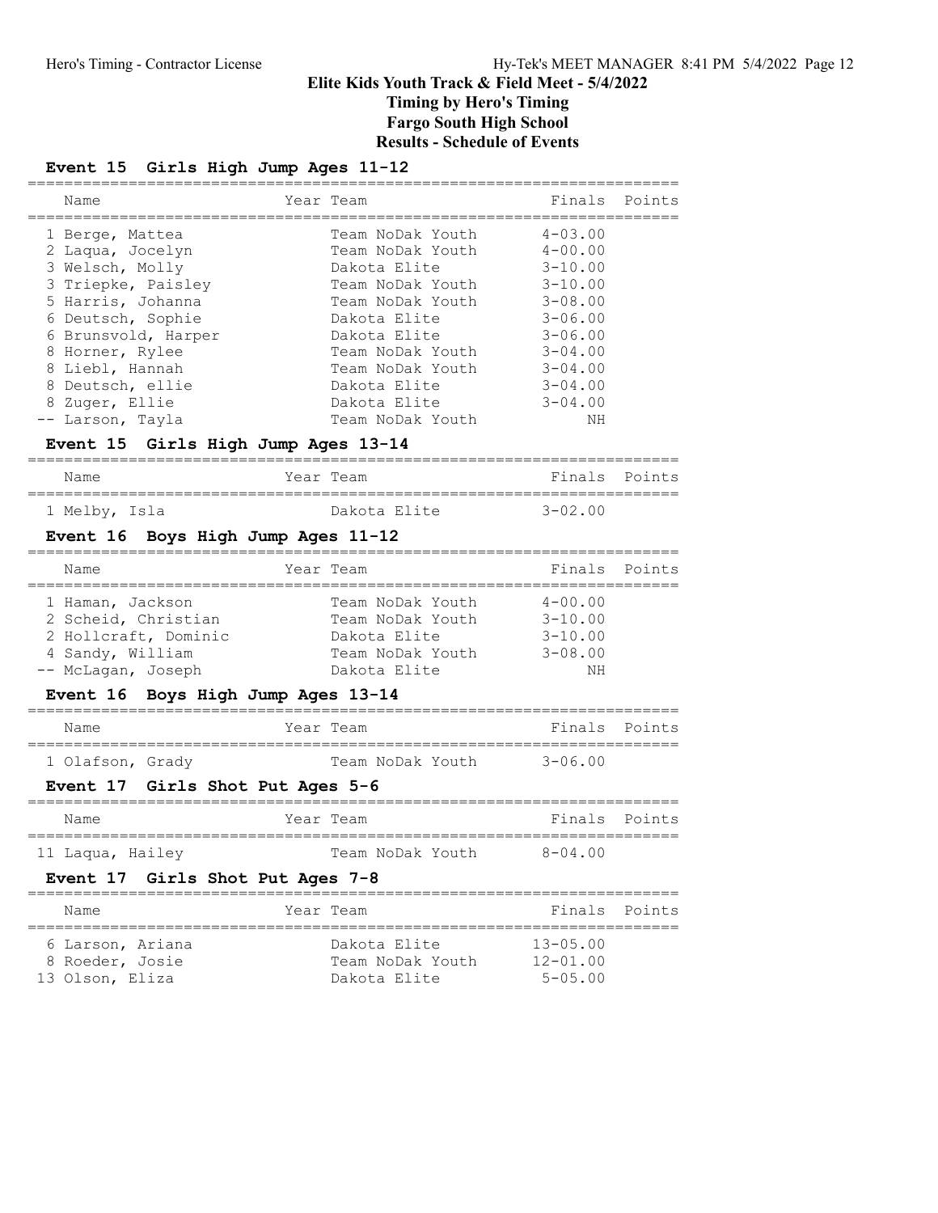# Elite Kids Youth Track & Field Meet - 5/4/2022

## Timing by Hero's Timing

## Fargo South High School

## Results - Schedule of Events

### Event 15 Girls High Jump Ages 11-12

| | Name | Year | Team | Finals | Points |
|---|---|---|---|---|---|
| 1 | Berge, Mattea | | Team NoDak Youth | 4-03.00 | |
| 2 | Laqua, Jocelyn | | Team NoDak Youth | 4-00.00 | |
| 3 | Welsch, Molly | | Dakota Elite | 3-10.00 | |
| 3 | Triepke, Paisley | | Team NoDak Youth | 3-10.00 | |
| 5 | Harris, Johanna | | Team NoDak Youth | 3-08.00 | |
| 6 | Deutsch, Sophie | | Dakota Elite | 3-06.00 | |
| 6 | Brunsvold, Harper | | Dakota Elite | 3-06.00 | |
| 8 | Horner, Rylee | | Team NoDak Youth | 3-04.00 | |
| 8 | Liebl, Hannah | | Team NoDak Youth | 3-04.00 | |
| 8 | Deutsch, ellie | | Dakota Elite | 3-04.00 | |
| 8 | Zuger, Ellie | | Dakota Elite | 3-04.00 | |
| -- | Larson, Tayla | | Team NoDak Youth | NH | |

### Event 15 Girls High Jump Ages 13-14

| | Name | Year | Team | Finals | Points |
|---|---|---|---|---|---|
| 1 | Melby, Isla | | Dakota Elite | 3-02.00 | |

### Event 16 Boys High Jump Ages 11-12

| | Name | Year | Team | Finals | Points |
|---|---|---|---|---|---|
| 1 | Haman, Jackson | | Team NoDak Youth | 4-00.00 | |
| 2 | Scheid, Christian | | Team NoDak Youth | 3-10.00 | |
| 2 | Hollcraft, Dominic | | Dakota Elite | 3-10.00 | |
| 4 | Sandy, William | | Team NoDak Youth | 3-08.00 | |
| -- | McLagan, Joseph | | Dakota Elite | NH | |

### Event 16 Boys High Jump Ages 13-14

| | Name | Year | Team | Finals | Points |
|---|---|---|---|---|---|
| 1 | Olafson, Grady | | Team NoDak Youth | 3-06.00 | |

### Event 17 Girls Shot Put Ages 5-6

| | Name | Year | Team | Finals | Points |
|---|---|---|---|---|---|
| 11 | Laqua, Hailey | | Team NoDak Youth | 8-04.00 | |

### Event 17 Girls Shot Put Ages 7-8

| | Name | Year | Team | Finals | Points |
|---|---|---|---|---|---|
| 6 | Larson, Ariana | | Dakota Elite | 13-05.00 | |
| 8 | Roeder, Josie | | Team NoDak Youth | 12-01.00 | |
| 13 | Olson, Eliza | | Dakota Elite | 5-05.00 | |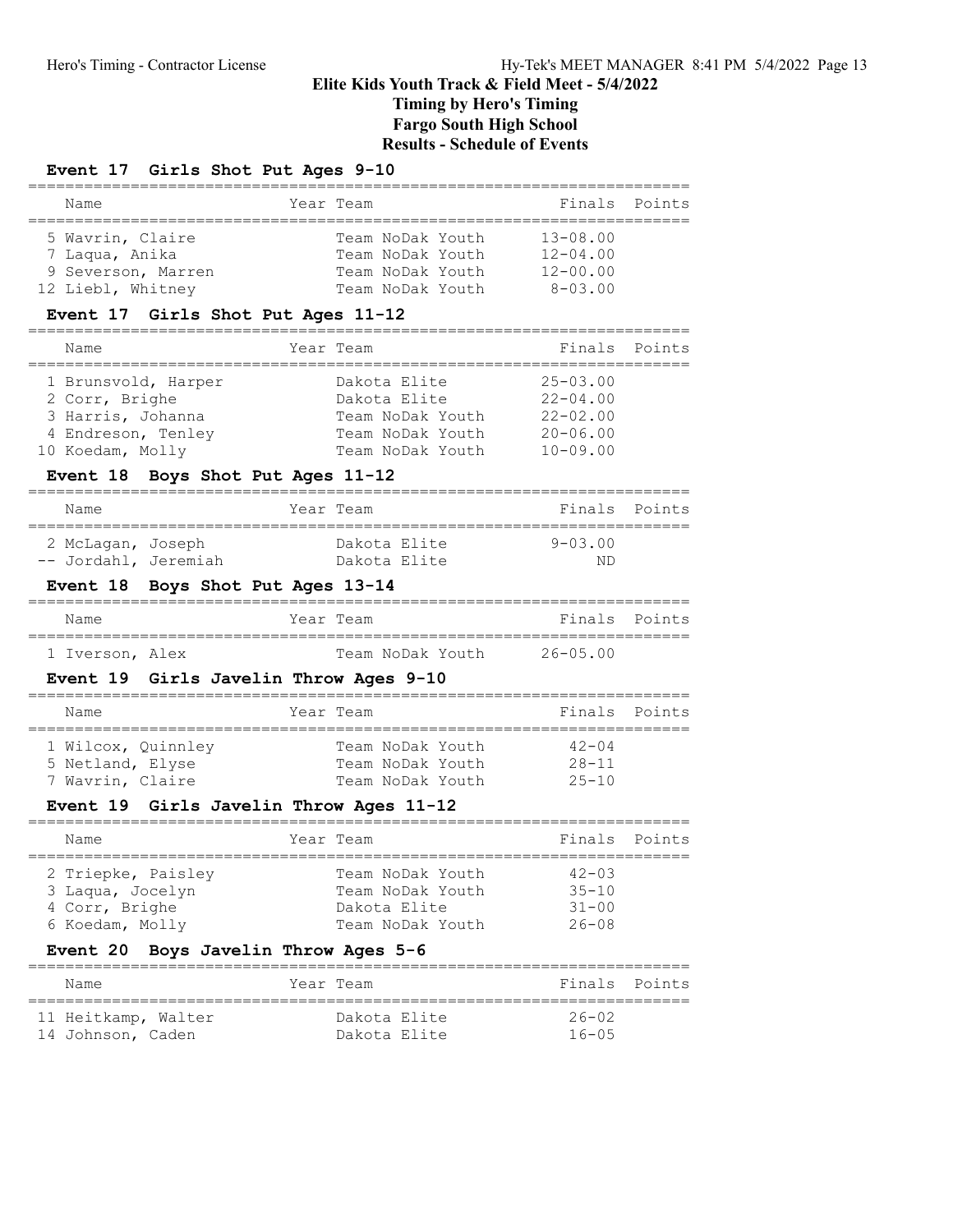# Elite Kids Youth Track & Field Meet - 5/4/2022
## Timing by Hero's Timing
## Fargo South High School
## Results - Schedule of Events

### Event 17 Girls Shot Put Ages 9-10

| Place | Name | Year | Team | Finals | Points |
|---|---|---|---|---|---|
| 5 | Wavrin, Claire | | Team NoDak Youth | 13-08.00 | |
| 7 | Laqua, Anika | | Team NoDak Youth | 12-04.00 | |
| 9 | Severson, Marren | | Team NoDak Youth | 12-00.00 | |
| 12 | Liebl, Whitney | | Team NoDak Youth | 8-03.00 | |

### Event 17 Girls Shot Put Ages 11-12

| Place | Name | Year | Team | Finals | Points |
|---|---|---|---|---|---|
| 1 | Brunsvold, Harper | | Dakota Elite | 25-03.00 | |
| 2 | Corr, Brighe | | Dakota Elite | 22-04.00 | |
| 3 | Harris, Johanna | | Team NoDak Youth | 22-02.00 | |
| 4 | Endreson, Tenley | | Team NoDak Youth | 20-06.00 | |
| 10 | Koedam, Molly | | Team NoDak Youth | 10-09.00 | |

### Event 18 Boys Shot Put Ages 11-12

| Place | Name | Year | Team | Finals | Points |
|---|---|---|---|---|---|
| 2 | McLagan, Joseph | | Dakota Elite | 9-03.00 | |
| -- | Jordahl, Jeremiah | | Dakota Elite | ND | |

### Event 18 Boys Shot Put Ages 13-14

| Place | Name | Year | Team | Finals | Points |
|---|---|---|---|---|---|
| 1 | Iverson, Alex | | Team NoDak Youth | 26-05.00 | |

### Event 19 Girls Javelin Throw Ages 9-10

| Place | Name | Year | Team | Finals | Points |
|---|---|---|---|---|---|
| 1 | Wilcox, Quinnley | | Team NoDak Youth | 42-04 | |
| 5 | Netland, Elyse | | Team NoDak Youth | 28-11 | |
| 7 | Wavrin, Claire | | Team NoDak Youth | 25-10 | |

### Event 19 Girls Javelin Throw Ages 11-12

| Place | Name | Year | Team | Finals | Points |
|---|---|---|---|---|---|
| 2 | Triepke, Paisley | | Team NoDak Youth | 42-03 | |
| 3 | Laqua, Jocelyn | | Team NoDak Youth | 35-10 | |
| 4 | Corr, Brighe | | Dakota Elite | 31-00 | |
| 6 | Koedam, Molly | | Team NoDak Youth | 26-08 | |

### Event 20 Boys Javelin Throw Ages 5-6

| Place | Name | Year | Team | Finals | Points |
|---|---|---|---|---|---|
| 11 | Heitkamp, Walter | | Dakota Elite | 26-02 | |
| 14 | Johnson, Caden | | Dakota Elite | 16-05 | |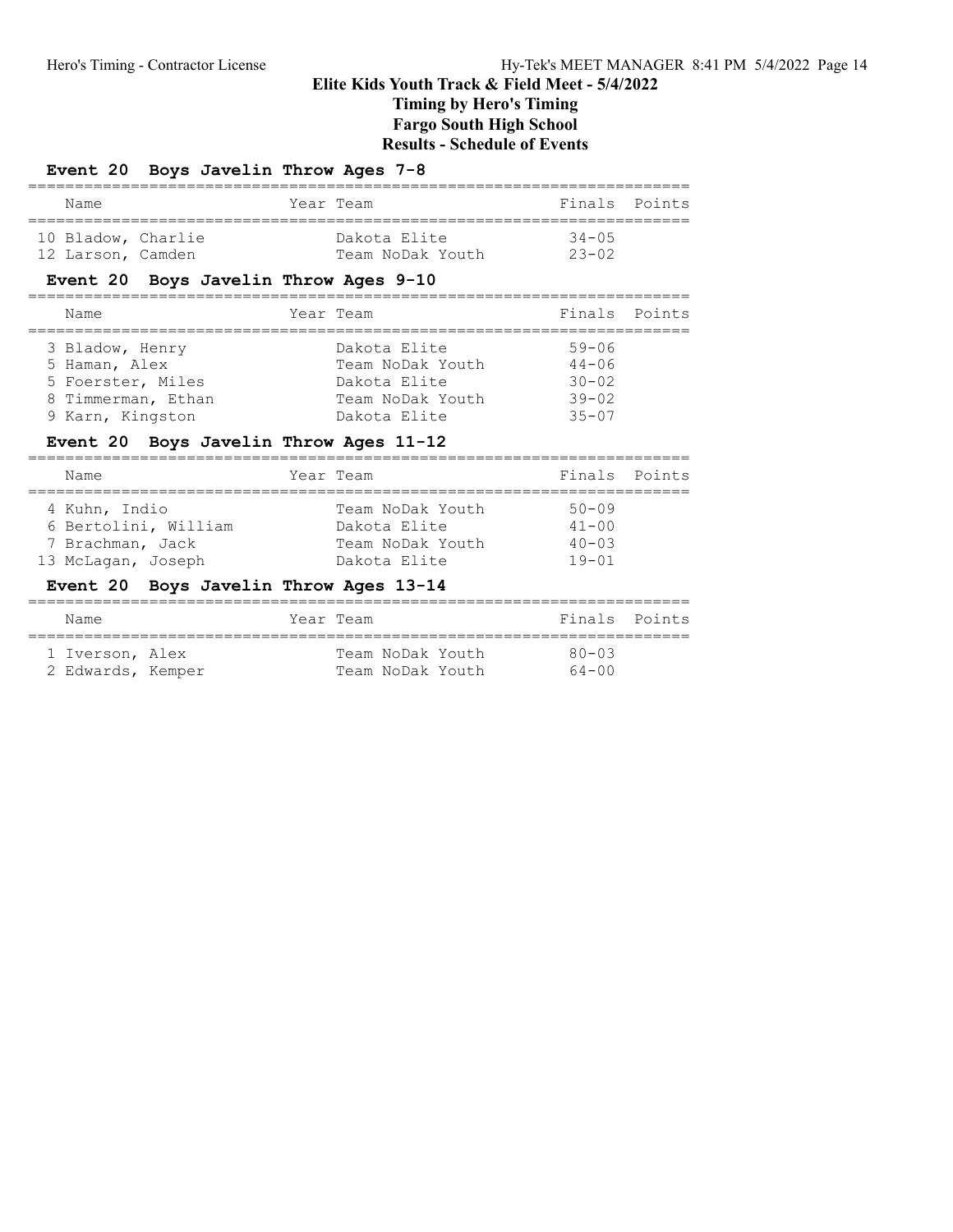# Elite Kids Youth Track & Field Meet - 5/4/2022

## Timing by Hero's Timing

## Fargo South High School

## Results - Schedule of Events

### Event 20 Boys Javelin Throw Ages 7-8

| | Name | Year | Team | Finals | Points |
|---|---|---|---|---|---|
| 10 | Bladow, Charlie | | Dakota Elite | 34-05 | |
| 12 | Larson, Camden | | Team NoDak Youth | 23-02 | |

### Event 20 Boys Javelin Throw Ages 9-10

| | Name | Year | Team | Finals | Points |
|---|---|---|---|---|---|
| 3 | Bladow, Henry | | Dakota Elite | 59-06 | |
| 5 | Haman, Alex | | Team NoDak Youth | 44-06 | |
| 5 | Foerster, Miles | | Dakota Elite | 30-02 | |
| 8 | Timmerman, Ethan | | Team NoDak Youth | 39-02 | |
| 9 | Karn, Kingston | | Dakota Elite | 35-07 | |

### Event 20 Boys Javelin Throw Ages 11-12

| | Name | Year | Team | Finals | Points |
|---|---|---|---|---|---|
| 4 | Kuhn, Indio | | Team NoDak Youth | 50-09 | |
| 6 | Bertolini, William | | Dakota Elite | 41-00 | |
| 7 | Brachman, Jack | | Team NoDak Youth | 40-03 | |
| 13 | McLagan, Joseph | | Dakota Elite | 19-01 | |

### Event 20 Boys Javelin Throw Ages 13-14

| | Name | Year | Team | Finals | Points |
|---|---|---|---|---|---|
| 1 | Iverson, Alex | | Team NoDak Youth | 80-03 | |
| 2 | Edwards, Kemper | | Team NoDak Youth | 64-00 | |